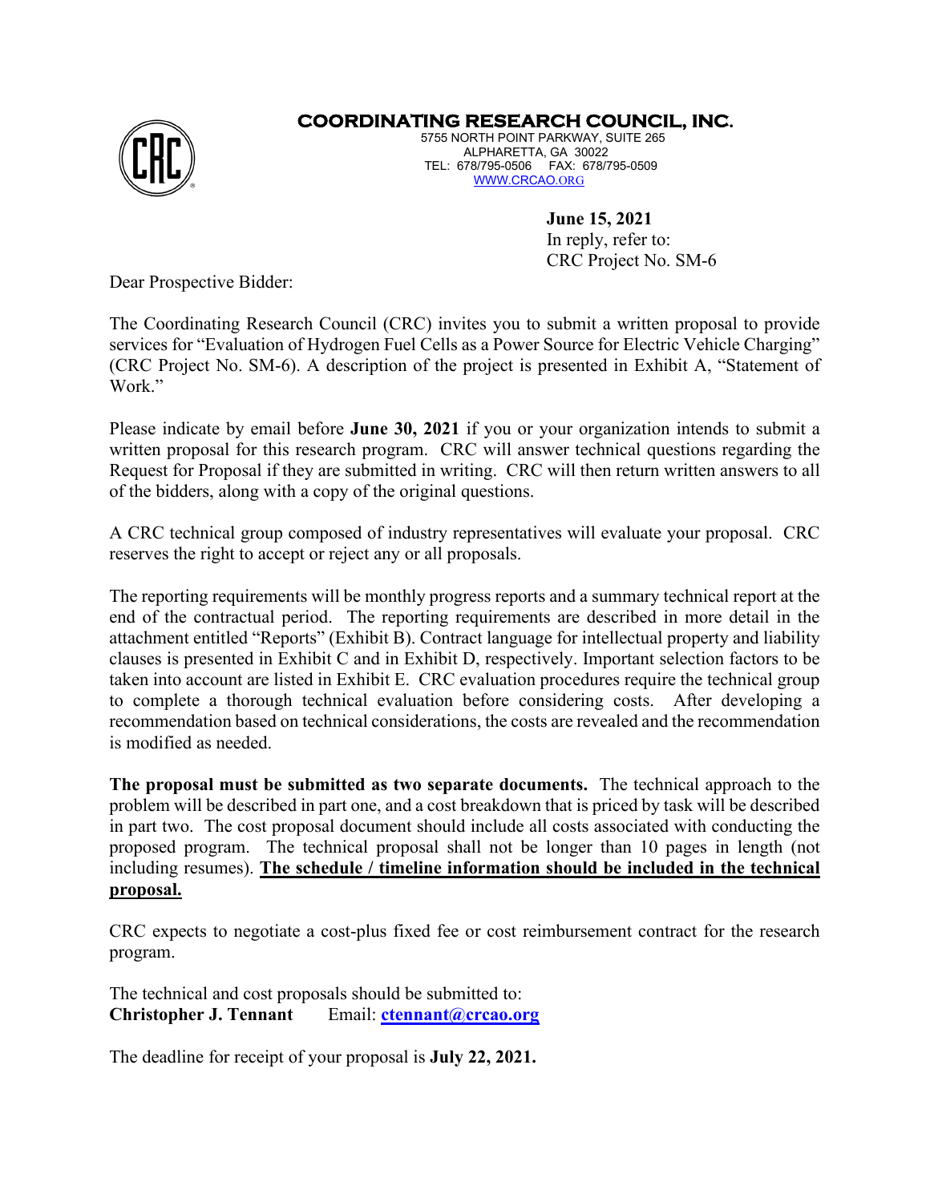# COORDINATING RESEARCH COUNCIL, INC.

5755 NORTH POINT PARKWAY, SUITE 265
ALPHARETTA, GA 30022
TEL: 678/795-0506 FAX: 678/795-0509
WWW.CRCAO.ORG

**June 15, 2021**
In reply, refer to:
CRC Project No. SM-6

Dear Prospective Bidder:

The Coordinating Research Council (CRC) invites you to submit a written proposal to provide services for "Evaluation of Hydrogen Fuel Cells as a Power Source for Electric Vehicle Charging" (CRC Project No. SM-6). A description of the project is presented in Exhibit A, "Statement of Work."

Please indicate by email before **June 30, 2021** if you or your organization intends to submit a written proposal for this research program. CRC will answer technical questions regarding the Request for Proposal if they are submitted in writing. CRC will then return written answers to all of the bidders, along with a copy of the original questions.

A CRC technical group composed of industry representatives will evaluate your proposal. CRC reserves the right to accept or reject any or all proposals.

The reporting requirements will be monthly progress reports and a summary technical report at the end of the contractual period. The reporting requirements are described in more detail in the attachment entitled "Reports" (Exhibit B). Contract language for intellectual property and liability clauses is presented in Exhibit C and in Exhibit D, respectively. Important selection factors to be taken into account are listed in Exhibit E. CRC evaluation procedures require the technical group to complete a thorough technical evaluation before considering costs. After developing a recommendation based on technical considerations, the costs are revealed and the recommendation is modified as needed.

**The proposal must be submitted as two separate documents.** The technical approach to the problem will be described in part one, and a cost breakdown that is priced by task will be described in part two. The cost proposal document should include all costs associated with conducting the proposed program. The technical proposal shall not be longer than 10 pages in length (not including resumes). **The schedule / timeline information should be included in the technical proposal.**

CRC expects to negotiate a cost-plus fixed fee or cost reimbursement contract for the research program.

The technical and cost proposals should be submitted to:
**Christopher J. Tennant** Email: **ctennant@crcao.org**

The deadline for receipt of your proposal is **July 22, 2021.**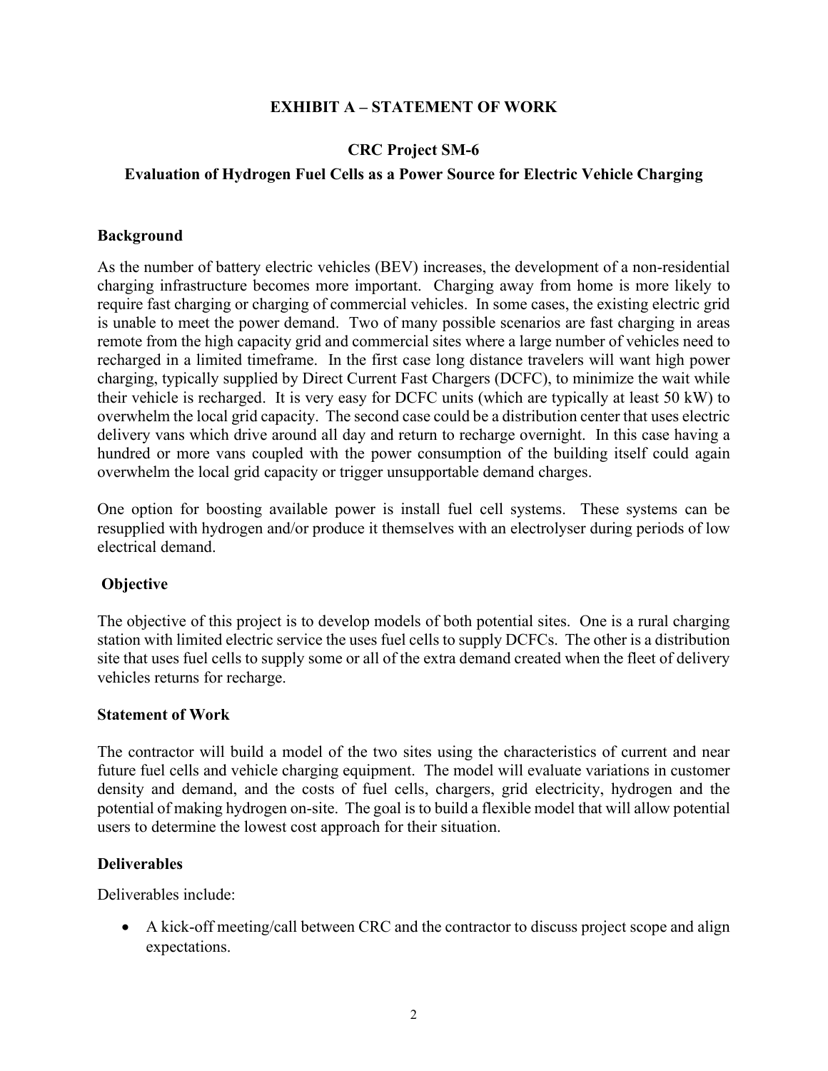**EXHIBIT A – STATEMENT OF WORK**

**CRC Project SM-6**

**Evaluation of Hydrogen Fuel Cells as a Power Source for Electric Vehicle Charging**

**Background**

As the number of battery electric vehicles (BEV) increases, the development of a non-residential charging infrastructure becomes more important. Charging away from home is more likely to require fast charging or charging of commercial vehicles. In some cases, the existing electric grid is unable to meet the power demand. Two of many possible scenarios are fast charging in areas remote from the high capacity grid and commercial sites where a large number of vehicles need to recharged in a limited timeframe. In the first case long distance travelers will want high power charging, typically supplied by Direct Current Fast Chargers (DCFC), to minimize the wait while their vehicle is recharged. It is very easy for DCFC units (which are typically at least 50 kW) to overwhelm the local grid capacity. The second case could be a distribution center that uses electric delivery vans which drive around all day and return to recharge overnight. In this case having a hundred or more vans coupled with the power consumption of the building itself could again overwhelm the local grid capacity or trigger unsupportable demand charges.

One option for boosting available power is install fuel cell systems. These systems can be resupplied with hydrogen and/or produce it themselves with an electrolyser during periods of low electrical demand.

**Objective**

The objective of this project is to develop models of both potential sites. One is a rural charging station with limited electric service the uses fuel cells to supply DCFCs. The other is a distribution site that uses fuel cells to supply some or all of the extra demand created when the fleet of delivery vehicles returns for recharge.

**Statement of Work**

The contractor will build a model of the two sites using the characteristics of current and near future fuel cells and vehicle charging equipment. The model will evaluate variations in customer density and demand, and the costs of fuel cells, chargers, grid electricity, hydrogen and the potential of making hydrogen on-site. The goal is to build a flexible model that will allow potential users to determine the lowest cost approach for their situation.

**Deliverables**

Deliverables include:

- A kick-off meeting/call between CRC and the contractor to discuss project scope and align expectations.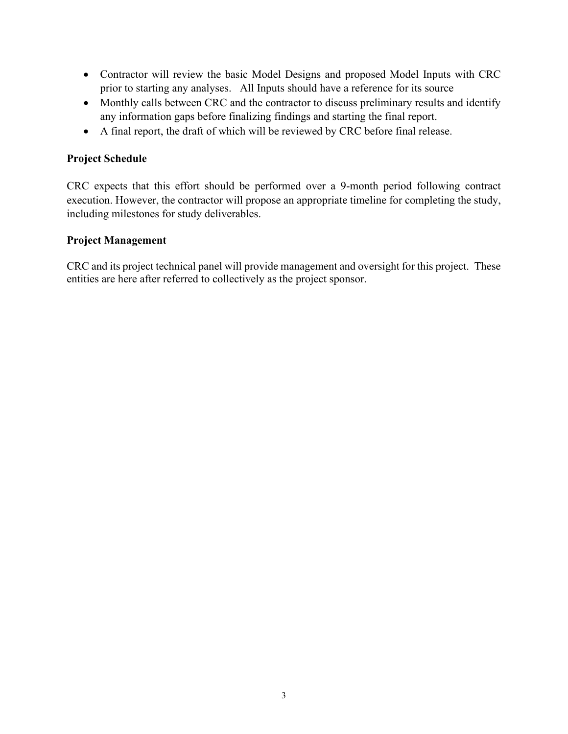- Contractor will review the basic Model Designs and proposed Model Inputs with CRC prior to starting any analyses. All Inputs should have a reference for its source
- Monthly calls between CRC and the contractor to discuss preliminary results and identify any information gaps before finalizing findings and starting the final report.
- A final report, the draft of which will be reviewed by CRC before final release.

**Project Schedule**

CRC expects that this effort should be performed over a 9-month period following contract execution. However, the contractor will propose an appropriate timeline for completing the study, including milestones for study deliverables.

**Project Management**

CRC and its project technical panel will provide management and oversight for this project. These entities are here after referred to collectively as the project sponsor.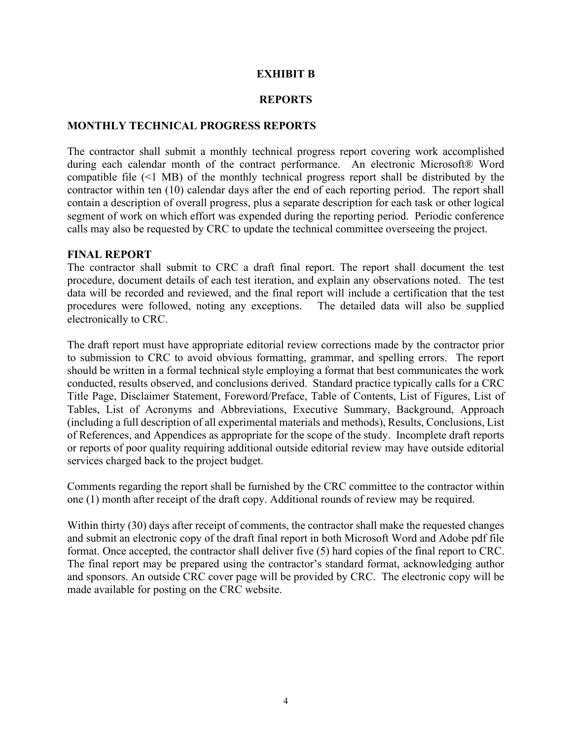# EXHIBIT B

# REPORTS

## MONTHLY TECHNICAL PROGRESS REPORTS

The contractor shall submit a monthly technical progress report covering work accomplished during each calendar month of the contract performance. An electronic Microsoft® Word compatible file (<1 MB) of the monthly technical progress report shall be distributed by the contractor within ten (10) calendar days after the end of each reporting period. The report shall contain a description of overall progress, plus a separate description for each task or other logical segment of work on which effort was expended during the reporting period. Periodic conference calls may also be requested by CRC to update the technical committee overseeing the project.

## FINAL REPORT

The contractor shall submit to CRC a draft final report. The report shall document the test procedure, document details of each test iteration, and explain any observations noted. The test data will be recorded and reviewed, and the final report will include a certification that the test procedures were followed, noting any exceptions. The detailed data will also be supplied electronically to CRC.

The draft report must have appropriate editorial review corrections made by the contractor prior to submission to CRC to avoid obvious formatting, grammar, and spelling errors. The report should be written in a formal technical style employing a format that best communicates the work conducted, results observed, and conclusions derived. Standard practice typically calls for a CRC Title Page, Disclaimer Statement, Foreword/Preface, Table of Contents, List of Figures, List of Tables, List of Acronyms and Abbreviations, Executive Summary, Background, Approach (including a full description of all experimental materials and methods), Results, Conclusions, List of References, and Appendices as appropriate for the scope of the study. Incomplete draft reports or reports of poor quality requiring additional outside editorial review may have outside editorial services charged back to the project budget.

Comments regarding the report shall be furnished by the CRC committee to the contractor within one (1) month after receipt of the draft copy. Additional rounds of review may be required.

Within thirty (30) days after receipt of comments, the contractor shall make the requested changes and submit an electronic copy of the draft final report in both Microsoft Word and Adobe pdf file format. Once accepted, the contractor shall deliver five (5) hard copies of the final report to CRC. The final report may be prepared using the contractor's standard format, acknowledging author and sponsors. An outside CRC cover page will be provided by CRC. The electronic copy will be made available for posting on the CRC website.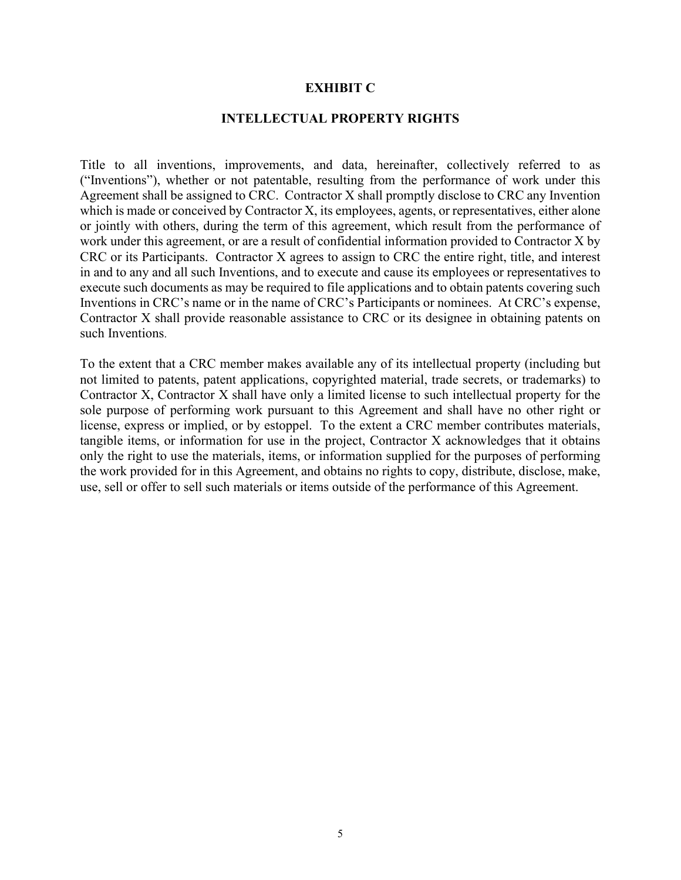# EXHIBIT C

## INTELLECTUAL PROPERTY RIGHTS

Title to all inventions, improvements, and data, hereinafter, collectively referred to as ("Inventions"), whether or not patentable, resulting from the performance of work under this Agreement shall be assigned to CRC. Contractor X shall promptly disclose to CRC any Invention which is made or conceived by Contractor X, its employees, agents, or representatives, either alone or jointly with others, during the term of this agreement, which result from the performance of work under this agreement, or are a result of confidential information provided to Contractor X by CRC or its Participants. Contractor X agrees to assign to CRC the entire right, title, and interest in and to any and all such Inventions, and to execute and cause its employees or representatives to execute such documents as may be required to file applications and to obtain patents covering such Inventions in CRC's name or in the name of CRC's Participants or nominees. At CRC's expense, Contractor X shall provide reasonable assistance to CRC or its designee in obtaining patents on such Inventions.

To the extent that a CRC member makes available any of its intellectual property (including but not limited to patents, patent applications, copyrighted material, trade secrets, or trademarks) to Contractor X, Contractor X shall have only a limited license to such intellectual property for the sole purpose of performing work pursuant to this Agreement and shall have no other right or license, express or implied, or by estoppel. To the extent a CRC member contributes materials, tangible items, or information for use in the project, Contractor X acknowledges that it obtains only the right to use the materials, items, or information supplied for the purposes of performing the work provided for in this Agreement, and obtains no rights to copy, distribute, disclose, make, use, sell or offer to sell such materials or items outside of the performance of this Agreement.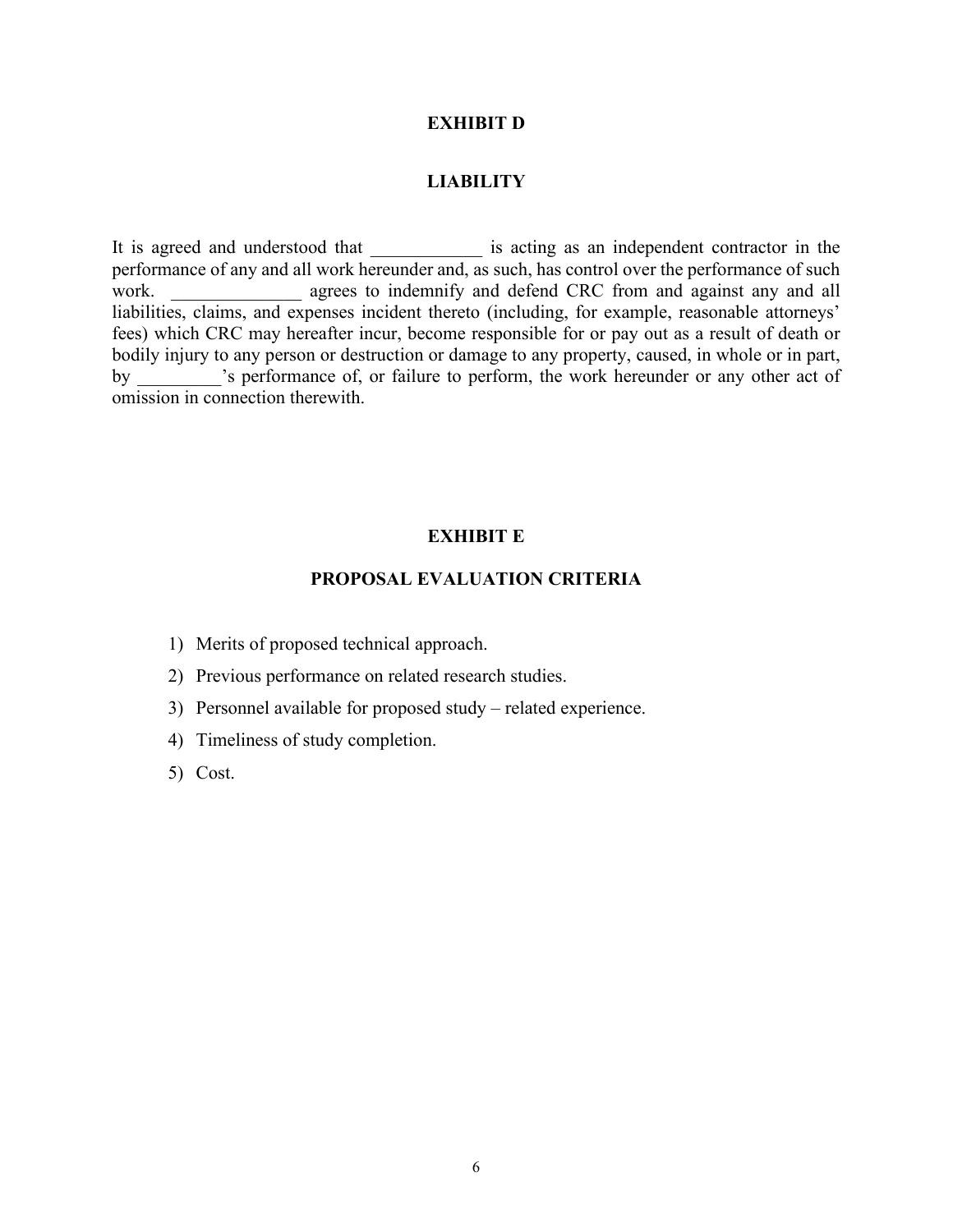## EXHIBIT D

## LIABILITY

It is agreed and understood that ____________ is acting as an independent contractor in the performance of any and all work hereunder and, as such, has control over the performance of such work. ______________ agrees to indemnify and defend CRC from and against any and all liabilities, claims, and expenses incident thereto (including, for example, reasonable attorneys' fees) which CRC may hereafter incur, become responsible for or pay out as a result of death or bodily injury to any person or destruction or damage to any property, caused, in whole or in part, by _________'s performance of, or failure to perform, the work hereunder or any other act of omission in connection therewith.

## EXHIBIT E

## PROPOSAL EVALUATION CRITERIA

1) Merits of proposed technical approach.
2) Previous performance on related research studies.
3) Personnel available for proposed study – related experience.
4) Timeliness of study completion.
5) Cost.